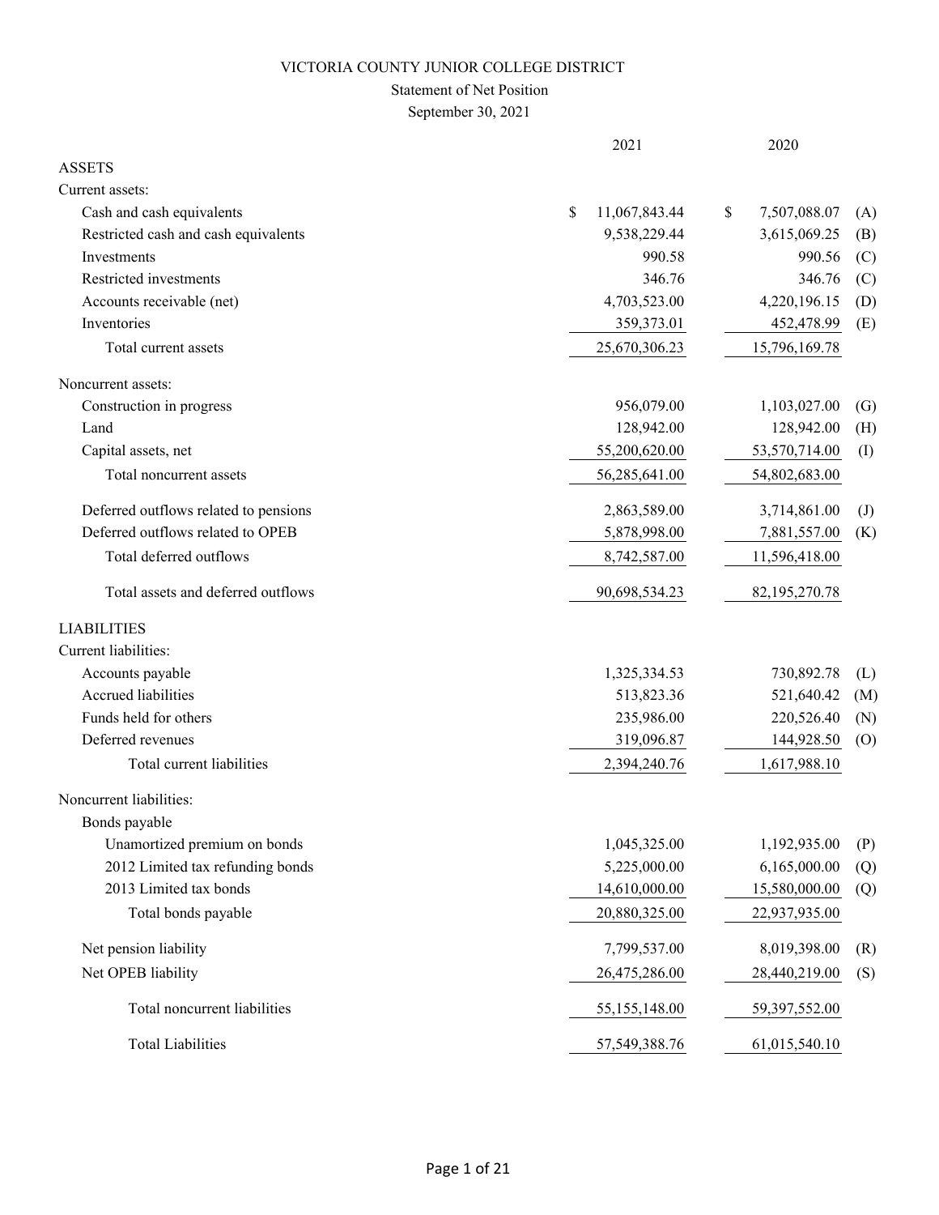VICTORIA COUNTY JUNIOR COLLEGE DISTRICT

Statement of Net Position

September 30, 2021

| | 2021 | 2020 | |
|---|---|---|---|
| **ASSETS** | | | |
| Current assets: | | | |
| Cash and cash equivalents | $ 11,067,843.44 | $ 7,507,088.07 | (A) |
| Restricted cash and cash equivalents | 9,538,229.44 | 3,615,069.25 | (B) |
| Investments | 990.58 | 990.56 | (C) |
| Restricted investments | 346.76 | 346.76 | (C) |
| Accounts receivable (net) | 4,703,523.00 | 4,220,196.15 | (D) |
| Inventories | 359,373.01 | 452,478.99 | (E) |
| Total current assets | 25,670,306.23 | 15,796,169.78 | |
| Noncurrent assets: | | | |
| Construction in progress | 956,079.00 | 1,103,027.00 | (G) |
| Land | 128,942.00 | 128,942.00 | (H) |
| Capital assets, net | 55,200,620.00 | 53,570,714.00 | (I) |
| Total noncurrent assets | 56,285,641.00 | 54,802,683.00 | |
| Deferred outflows related to pensions | 2,863,589.00 | 3,714,861.00 | (J) |
| Deferred outflows related to OPEB | 5,878,998.00 | 7,881,557.00 | (K) |
| Total deferred outflows | 8,742,587.00 | 11,596,418.00 | |
| Total assets and deferred outflows | 90,698,534.23 | 82,195,270.78 | |
| **LIABILITIES** | | | |
| Current liabilities: | | | |
| Accounts payable | 1,325,334.53 | 730,892.78 | (L) |
| Accrued liabilities | 513,823.36 | 521,640.42 | (M) |
| Funds held for others | 235,986.00 | 220,526.40 | (N) |
| Deferred revenues | 319,096.87 | 144,928.50 | (O) |
| Total current liabilities | 2,394,240.76 | 1,617,988.10 | |
| Noncurrent liabilities: | | | |
| Bonds payable | | | |
| Unamortized premium on bonds | 1,045,325.00 | 1,192,935.00 | (P) |
| 2012 Limited tax refunding bonds | 5,225,000.00 | 6,165,000.00 | (Q) |
| 2013 Limited tax bonds | 14,610,000.00 | 15,580,000.00 | (Q) |
| Total bonds payable | 20,880,325.00 | 22,937,935.00 | |
| Net pension liability | 7,799,537.00 | 8,019,398.00 | (R) |
| Net OPEB liability | 26,475,286.00 | 28,440,219.00 | (S) |
| Total noncurrent liabilities | 55,155,148.00 | 59,397,552.00 | |
| Total Liabilities | 57,549,388.76 | 61,015,540.10 | |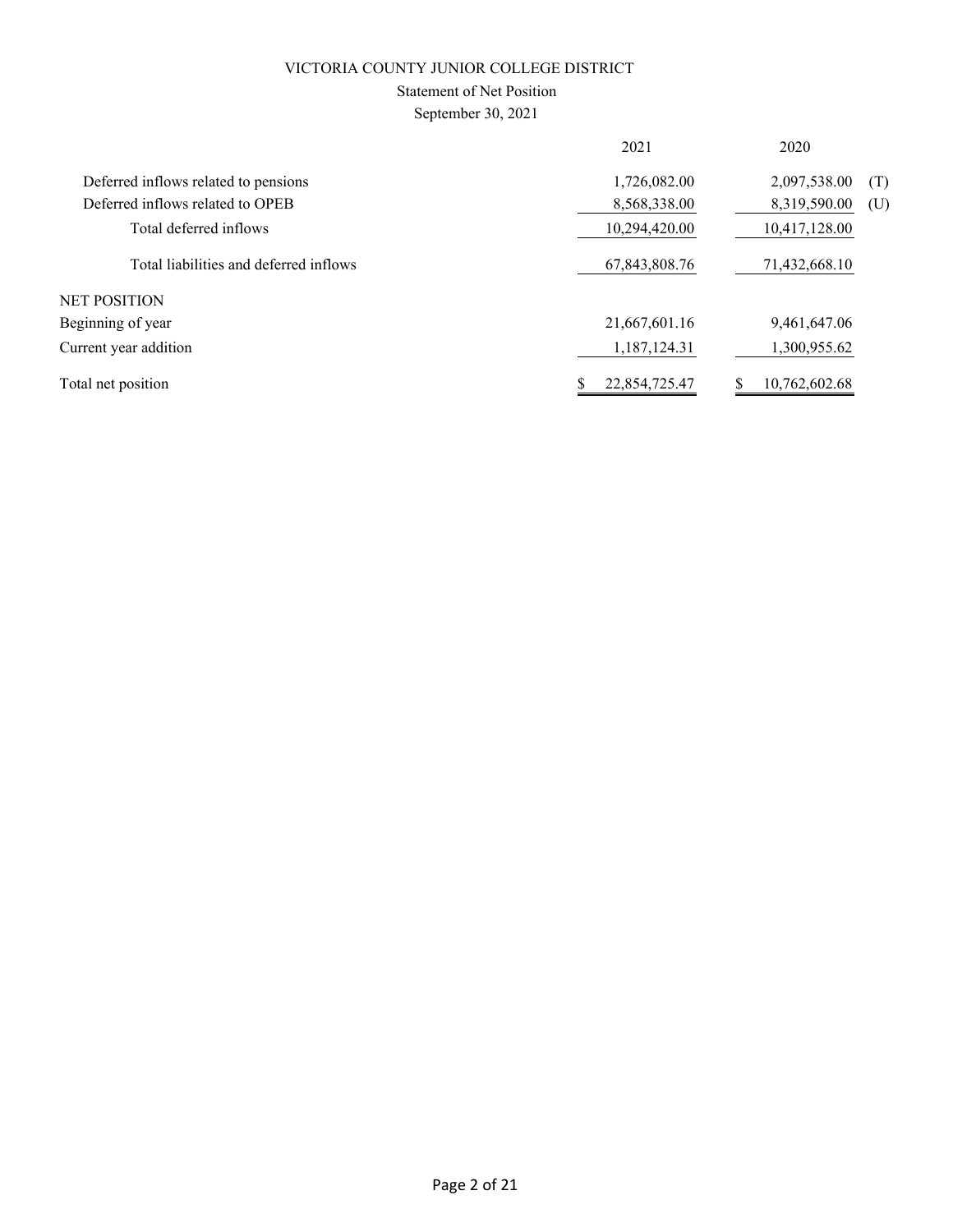VICTORIA COUNTY JUNIOR COLLEGE DISTRICT

Statement of Net Position

September 30, 2021

| | 2021 | 2020 | |
|---|---|---|---|
| Deferred inflows related to pensions | 1,726,082.00 | 2,097,538.00 | (T) |
| Deferred inflows related to OPEB | 8,568,338.00 | 8,319,590.00 | (U) |
| Total deferred inflows | 10,294,420.00 | 10,417,128.00 | |
| Total liabilities and deferred inflows | 67,843,808.76 | 71,432,668.10 | |
| NET POSITION | | | |
| Beginning of year | 21,667,601.16 | 9,461,647.06 | |
| Current year addition | 1,187,124.31 | 1,300,955.62 | |
| Total net position | $ 22,854,725.47 | $ 10,762,602.68 | |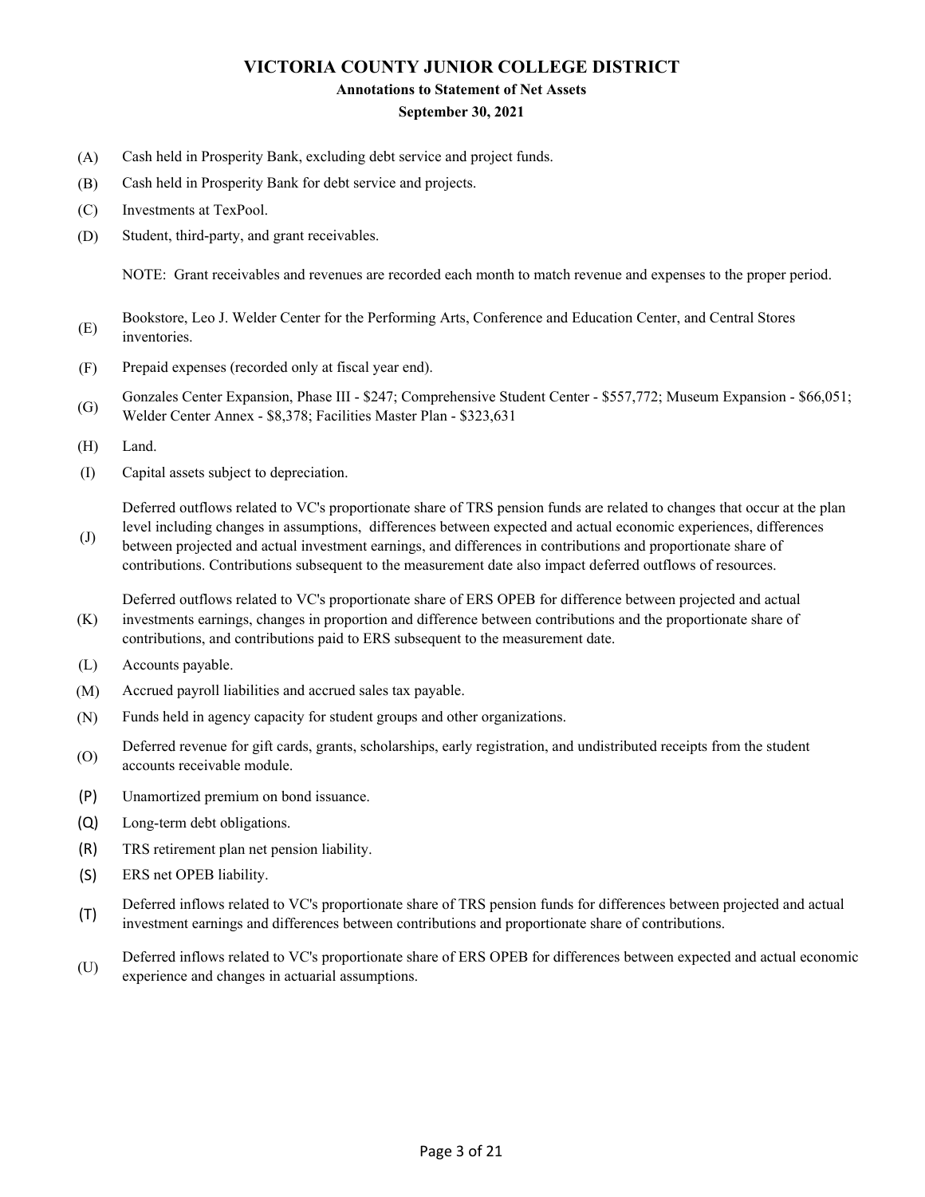# VICTORIA COUNTY JUNIOR COLLEGE DISTRICT

## Annotations to Statement of Net Assets

### September 30, 2021

(A) Cash held in Prosperity Bank, excluding debt service and project funds.

(B) Cash held in Prosperity Bank for debt service and projects.

(C) Investments at TexPool.

(D) Student, third-party, and grant receivables.

NOTE: Grant receivables and revenues are recorded each month to match revenue and expenses to the proper period.

(E) Bookstore, Leo J. Welder Center for the Performing Arts, Conference and Education Center, and Central Stores inventories.

(F) Prepaid expenses (recorded only at fiscal year end).

(G) Gonzales Center Expansion, Phase III - $247; Comprehensive Student Center - $557,772; Museum Expansion - $66,051; Welder Center Annex - $8,378; Facilities Master Plan - $323,631

(H) Land.

(I) Capital assets subject to depreciation.

(J) Deferred outflows related to VC's proportionate share of TRS pension funds are related to changes that occur at the plan level including changes in assumptions, differences between expected and actual economic experiences, differences between projected and actual investment earnings, and differences in contributions and proportionate share of contributions. Contributions subsequent to the measurement date also impact deferred outflows of resources.

(K) Deferred outflows related to VC's proportionate share of ERS OPEB for difference between projected and actual investments earnings, changes in proportion and difference between contributions and the proportionate share of contributions, and contributions paid to ERS subsequent to the measurement date.

(L) Accounts payable.

(M) Accrued payroll liabilities and accrued sales tax payable.

(N) Funds held in agency capacity for student groups and other organizations.

(O) Deferred revenue for gift cards, grants, scholarships, early registration, and undistributed receipts from the student accounts receivable module.

(P) Unamortized premium on bond issuance.

(Q) Long-term debt obligations.

(R) TRS retirement plan net pension liability.

(S) ERS net OPEB liability.

(T) Deferred inflows related to VC's proportionate share of TRS pension funds for differences between projected and actual investment earnings and differences between contributions and proportionate share of contributions.

(U) Deferred inflows related to VC's proportionate share of ERS OPEB for differences between expected and actual economic experience and changes in actuarial assumptions.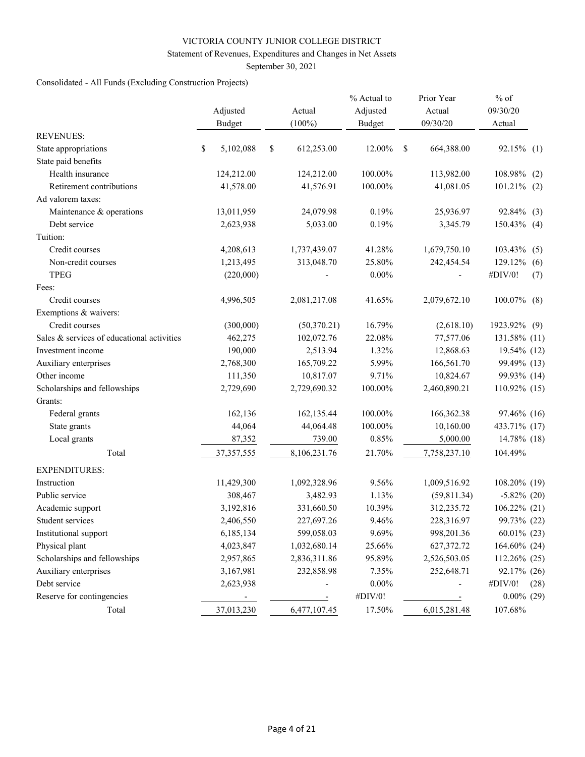VICTORIA COUNTY JUNIOR COLLEGE DISTRICT

Statement of Revenues, Expenditures and Changes in Net Assets

September 30, 2021

Consolidated - All Funds (Excluding Construction Projects)

| | Adjusted Budget | Actual (100%) | % Actual to Adjusted Budget | Prior Year Actual 09/30/20 | % of 09/30/20 Actual | |
|---|---|---|---|---|---|---|
| REVENUES: | | | | | | |
| State appropriations | $ 5,102,088 | $ 612,253.00 | 12.00% | $ 664,388.00 | 92.15% | (1) |
| State paid benefits | | | | | | |
| Health insurance | 124,212.00 | 124,212.00 | 100.00% | 113,982.00 | 108.98% | (2) |
| Retirement contributions | 41,578.00 | 41,576.91 | 100.00% | 41,081.05 | 101.21% | (2) |
| Ad valorem taxes: | | | | | | |
| Maintenance & operations | 13,011,959 | 24,079.98 | 0.19% | 25,936.97 | 92.84% | (3) |
| Debt service | 2,623,938 | 5,033.00 | 0.19% | 3,345.79 | 150.43% | (4) |
| Tuition: | | | | | | |
| Credit courses | 4,208,613 | 1,737,439.07 | 41.28% | 1,679,750.10 | 103.43% | (5) |
| Non-credit courses | 1,213,495 | 313,048.70 | 25.80% | 242,454.54 | 129.12% | (6) |
| TPEG | (220,000) | - | 0.00% | - | #DIV/0! | (7) |
| Fees: | | | | | | |
| Credit courses | 4,996,505 | 2,081,217.08 | 41.65% | 2,079,672.10 | 100.07% | (8) |
| Exemptions & waivers: | | | | | | |
| Credit courses | (300,000) | (50,370.21) | 16.79% | (2,618.10) | 1923.92% | (9) |
| Sales & services of educational activities | 462,275 | 102,072.76 | 22.08% | 77,577.06 | 131.58% | (11) |
| Investment income | 190,000 | 2,513.94 | 1.32% | 12,868.63 | 19.54% | (12) |
| Auxiliary enterprises | 2,768,300 | 165,709.22 | 5.99% | 166,561.70 | 99.49% | (13) |
| Other income | 111,350 | 10,817.07 | 9.71% | 10,824.67 | 99.93% | (14) |
| Scholarships and fellowships | 2,729,690 | 2,729,690.32 | 100.00% | 2,460,890.21 | 110.92% | (15) |
| Grants: | | | | | | |
| Federal grants | 162,136 | 162,135.44 | 100.00% | 166,362.38 | 97.46% | (16) |
| State grants | 44,064 | 44,064.48 | 100.00% | 10,160.00 | 433.71% | (17) |
| Local grants | 87,352 | 739.00 | 0.85% | 5,000.00 | 14.78% | (18) |
| Total | 37,357,555 | 8,106,231.76 | 21.70% | 7,758,237.10 | 104.49% | |
| EXPENDITURES: | | | | | | |
| Instruction | 11,429,300 | 1,092,328.96 | 9.56% | 1,009,516.92 | 108.20% | (19) |
| Public service | 308,467 | 3,482.93 | 1.13% | (59,811.34) | -5.82% | (20) |
| Academic support | 3,192,816 | 331,660.50 | 10.39% | 312,235.72 | 106.22% | (21) |
| Student services | 2,406,550 | 227,697.26 | 9.46% | 228,316.97 | 99.73% | (22) |
| Institutional support | 6,185,134 | 599,058.03 | 9.69% | 998,201.36 | 60.01% | (23) |
| Physical plant | 4,023,847 | 1,032,680.14 | 25.66% | 627,372.72 | 164.60% | (24) |
| Scholarships and fellowships | 2,957,865 | 2,836,311.86 | 95.89% | 2,526,503.05 | 112.26% | (25) |
| Auxiliary enterprises | 3,167,981 | 232,858.98 | 7.35% | 252,648.71 | 92.17% | (26) |
| Debt service | 2,623,938 | - | 0.00% | - | #DIV/0! | (28) |
| Reserve for contingencies | - | - | #DIV/0! | - | 0.00% | (29) |
| Total | 37,013,230 | 6,477,107.45 | 17.50% | 6,015,281.48 | 107.68% | |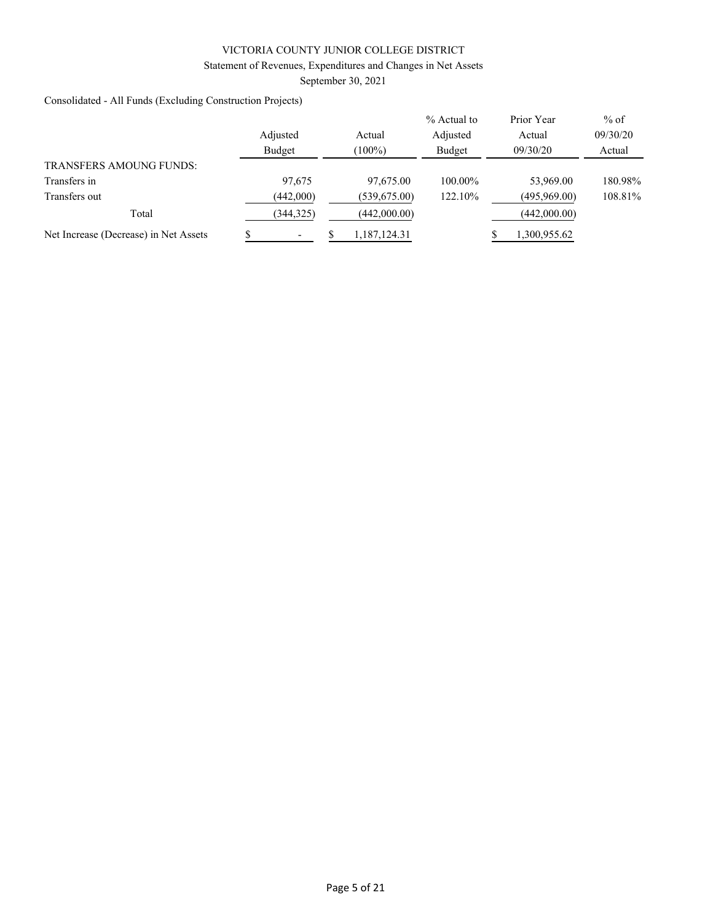VICTORIA COUNTY JUNIOR COLLEGE DISTRICT

Statement of Revenues, Expenditures and Changes in Net Assets

September 30, 2021

Consolidated - All Funds (Excluding Construction Projects)

| | Adjusted Budget | Actual (100%) | % Actual to Adjusted Budget | Prior Year Actual 09/30/20 | % of 09/30/20 Actual |
|---|---|---|---|---|---|
| TRANSFERS AMOUNG FUNDS: | | | | | |
| Transfers in | 97,675 | 97,675.00 | 100.00% | 53,969.00 | 180.98% |
| Transfers out | (442,000) | (539,675.00) | 122.10% | (495,969.00) | 108.81% |
| Total | (344,325) | (442,000.00) | | (442,000.00) | |
| Net Increase (Decrease) in Net Assets | $ - | $ 1,187,124.31 | | $ 1,300,955.62 | |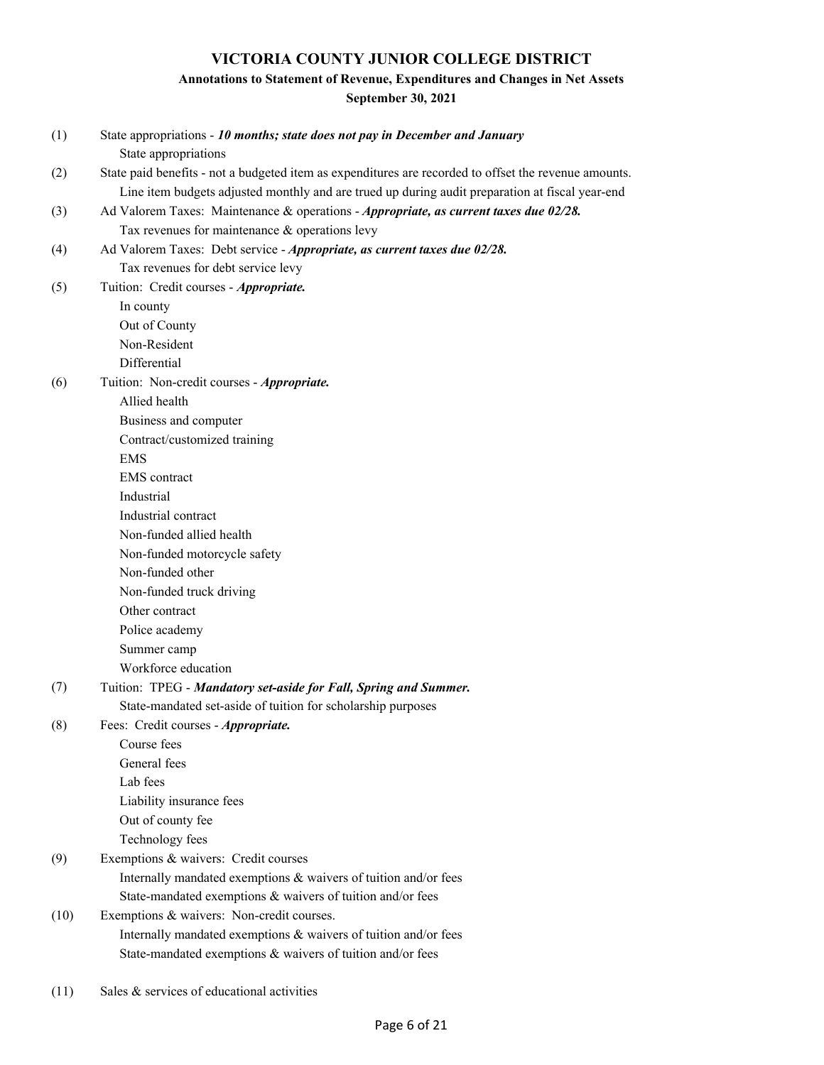# VICTORIA COUNTY JUNIOR COLLEGE DISTRICT

## Annotations to Statement of Revenue, Expenditures and Changes in Net Assets

**September 30, 2021**

(1) State appropriations - ***10 months; state does not pay in December and January***
- State appropriations

(2) State paid benefits - not a budgeted item as expenditures are recorded to offset the revenue amounts.
- Line item budgets adjusted monthly and are trued up during audit preparation at fiscal year-end

(3) Ad Valorem Taxes: Maintenance & operations - ***Appropriate, as current taxes due 02/28.***
- Tax revenues for maintenance & operations levy

(4) Ad Valorem Taxes: Debt service - ***Appropriate, as current taxes due 02/28.***
- Tax revenues for debt service levy

(5) Tuition: Credit courses - ***Appropriate.***
- In county
- Out of County
- Non-Resident
- Differential

(6) Tuition: Non-credit courses - ***Appropriate.***
- Allied health
- Business and computer
- Contract/customized training
- EMS
- EMS contract
- Industrial
- Industrial contract
- Non-funded allied health
- Non-funded motorcycle safety
- Non-funded other
- Non-funded truck driving
- Other contract
- Police academy
- Summer camp
- Workforce education

(7) Tuition: TPEG - ***Mandatory set-aside for Fall, Spring and Summer.***
- State-mandated set-aside of tuition for scholarship purposes

(8) Fees: Credit courses - ***Appropriate.***
- Course fees
- General fees
- Lab fees
- Liability insurance fees
- Out of county fee
- Technology fees

(9) Exemptions & waivers: Credit courses
- Internally mandated exemptions & waivers of tuition and/or fees
- State-mandated exemptions & waivers of tuition and/or fees

(10) Exemptions & waivers: Non-credit courses.
- Internally mandated exemptions & waivers of tuition and/or fees
- State-mandated exemptions & waivers of tuition and/or fees

(11) Sales & services of educational activities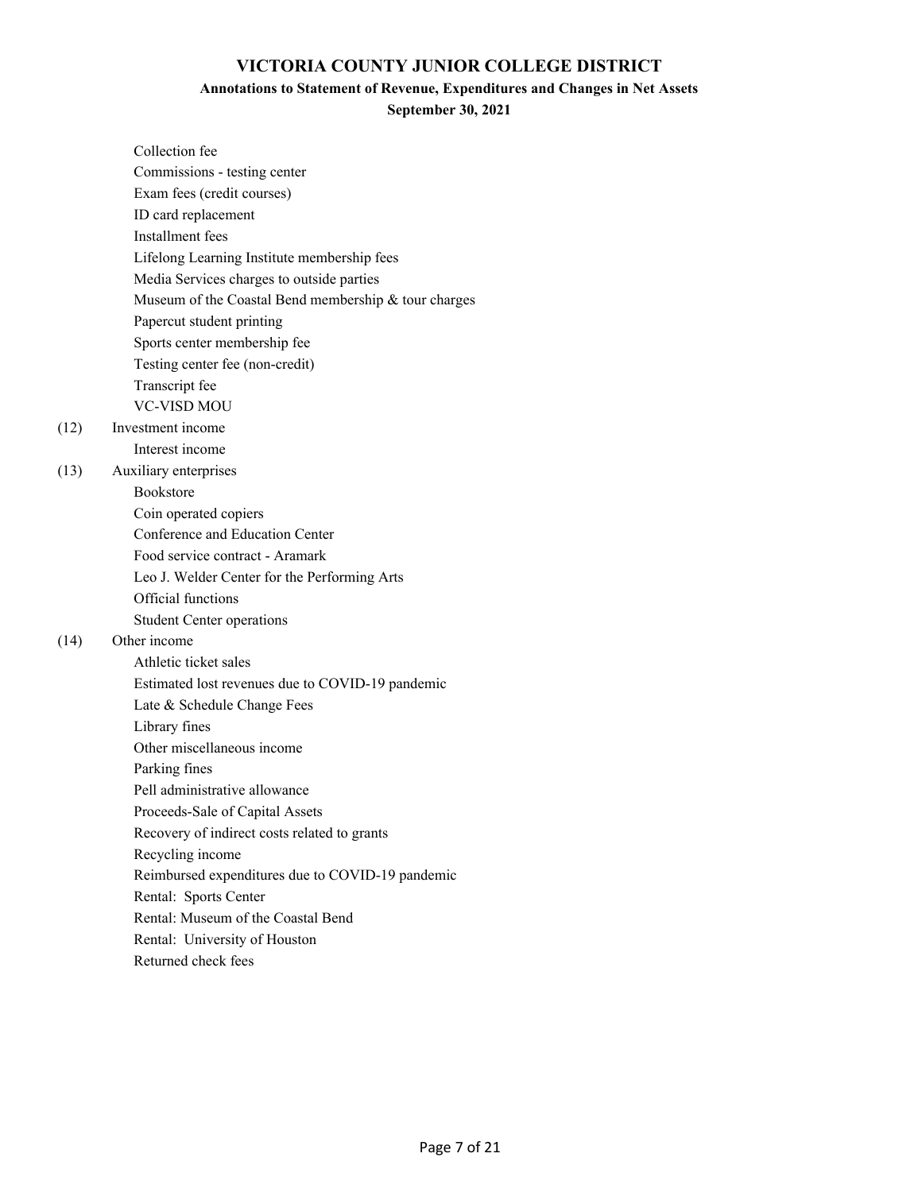# VICTORIA COUNTY JUNIOR COLLEGE DISTRICT

## Annotations to Statement of Revenue, Expenditures and Changes in Net Assets

### September 30, 2021

- Collection fee
- Commissions - testing center
- Exam fees (credit courses)
- ID card replacement
- Installment fees
- Lifelong Learning Institute membership fees
- Media Services charges to outside parties
- Museum of the Coastal Bend membership & tour charges
- Papercut student printing
- Sports center membership fee
- Testing center fee (non-credit)
- Transcript fee
- VC-VISD MOU

(12) Investment income

- Interest income

(13) Auxiliary enterprises

- Bookstore
- Coin operated copiers
- Conference and Education Center
- Food service contract - Aramark
- Leo J. Welder Center for the Performing Arts
- Official functions
- Student Center operations

(14) Other income

- Athletic ticket sales
- Estimated lost revenues due to COVID-19 pandemic
- Late & Schedule Change Fees
- Library fines
- Other miscellaneous income
- Parking fines
- Pell administrative allowance
- Proceeds-Sale of Capital Assets
- Recovery of indirect costs related to grants
- Recycling income
- Reimbursed expenditures due to COVID-19 pandemic
- Rental: Sports Center
- Rental: Museum of the Coastal Bend
- Rental: University of Houston
- Returned check fees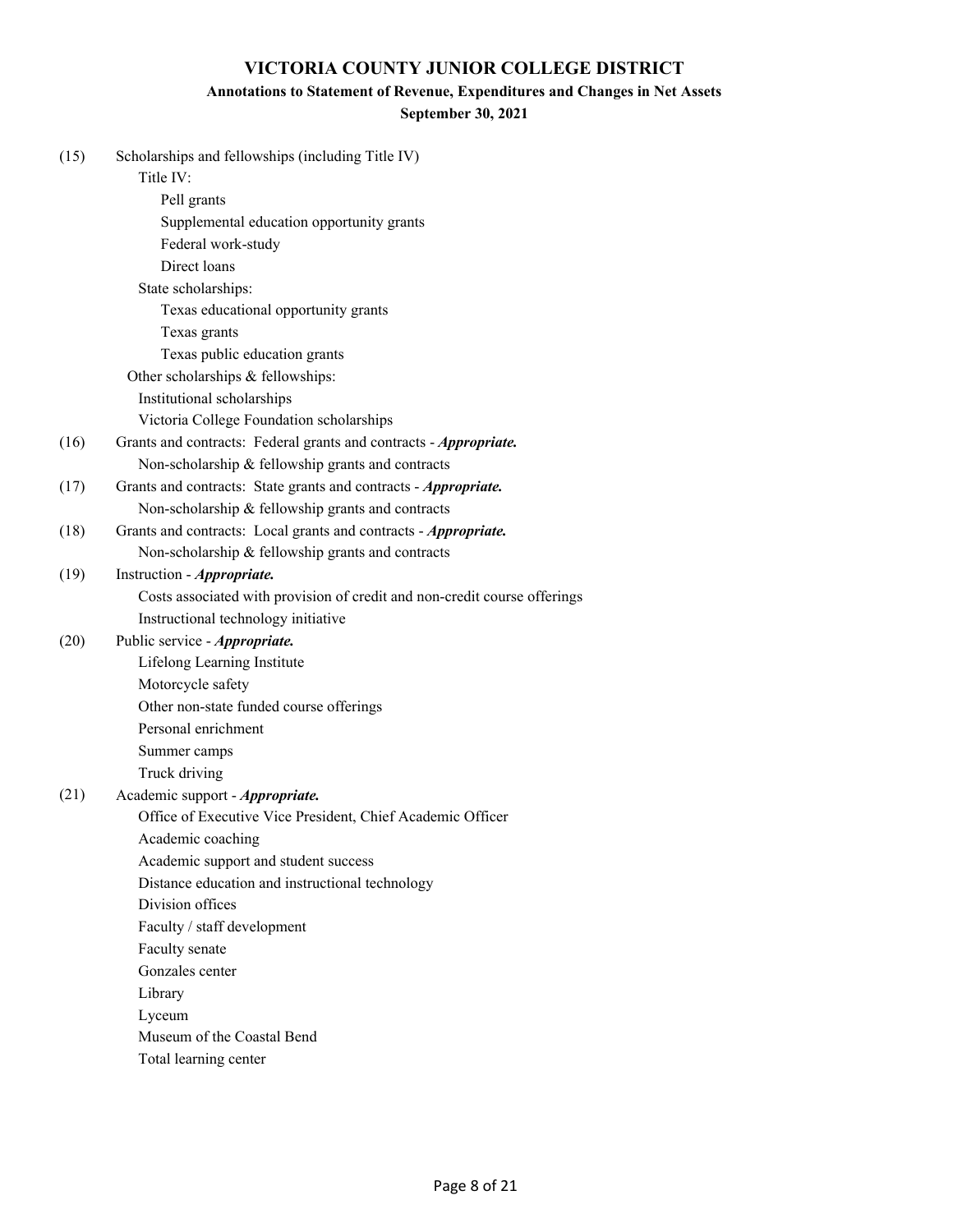# VICTORIA COUNTY JUNIOR COLLEGE DISTRICT

## Annotations to Statement of Revenue, Expenditures and Changes in Net Assets

### September 30, 2021

(15) Scholarships and fellowships (including Title IV)

- Title IV:
  - Pell grants
  - Supplemental education opportunity grants
  - Federal work-study
  - Direct loans
- State scholarships:
  - Texas educational opportunity grants
  - Texas grants
  - Texas public education grants
- Other scholarships & fellowships:
  - Institutional scholarships
  - Victoria College Foundation scholarships

(16) Grants and contracts: Federal grants and contracts - ***Appropriate.***

- Non-scholarship & fellowship grants and contracts

(17) Grants and contracts: State grants and contracts - ***Appropriate.***

- Non-scholarship & fellowship grants and contracts

(18) Grants and contracts: Local grants and contracts - ***Appropriate.***

- Non-scholarship & fellowship grants and contracts

(19) Instruction - ***Appropriate.***

- Costs associated with provision of credit and non-credit course offerings
- Instructional technology initiative

(20) Public service - ***Appropriate.***

- Lifelong Learning Institute
- Motorcycle safety
- Other non-state funded course offerings
- Personal enrichment
- Summer camps
- Truck driving

(21) Academic support - ***Appropriate.***

- Office of Executive Vice President, Chief Academic Officer
- Academic coaching
- Academic support and student success
- Distance education and instructional technology
- Division offices
- Faculty / staff development
- Faculty senate
- Gonzales center
- Library
- Lyceum
- Museum of the Coastal Bend
- Total learning center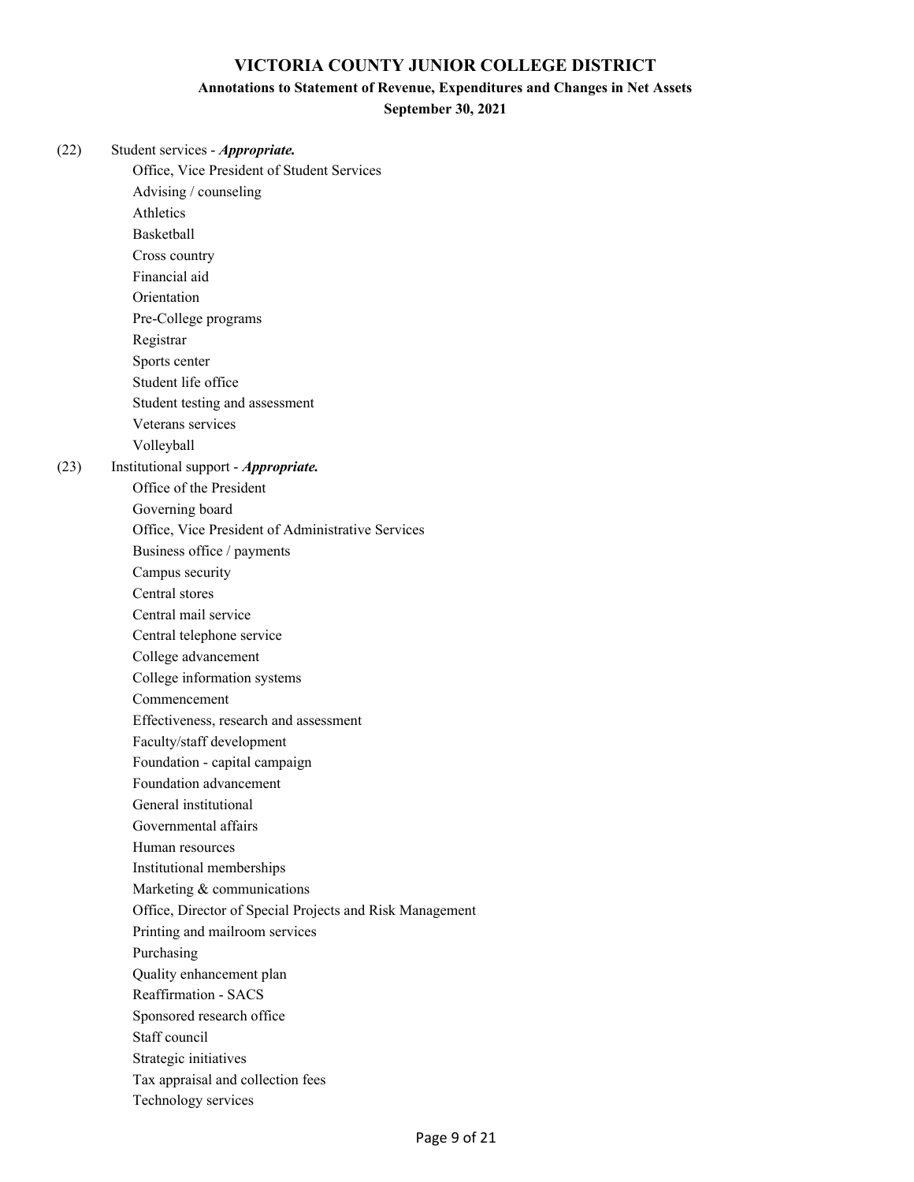# VICTORIA COUNTY JUNIOR COLLEGE DISTRICT

## Annotations to Statement of Revenue, Expenditures and Changes in Net Assets

### September 30, 2021

(22) Student services - ***Appropriate.***

- Office, Vice President of Student Services
- Advising / counseling
- Athletics
- Basketball
- Cross country
- Financial aid
- Orientation
- Pre-College programs
- Registrar
- Sports center
- Student life office
- Student testing and assessment
- Veterans services
- Volleyball

(23) Institutional support - ***Appropriate.***

- Office of the President
- Governing board
- Office, Vice President of Administrative Services
- Business office / payments
- Campus security
- Central stores
- Central mail service
- Central telephone service
- College advancement
- College information systems
- Commencement
- Effectiveness, research and assessment
- Faculty/staff development
- Foundation - capital campaign
- Foundation advancement
- General institutional
- Governmental affairs
- Human resources
- Institutional memberships
- Marketing & communications
- Office, Director of Special Projects and Risk Management
- Printing and mailroom services
- Purchasing
- Quality enhancement plan
- Reaffirmation - SACS
- Sponsored research office
- Staff council
- Strategic initiatives
- Tax appraisal and collection fees
- Technology services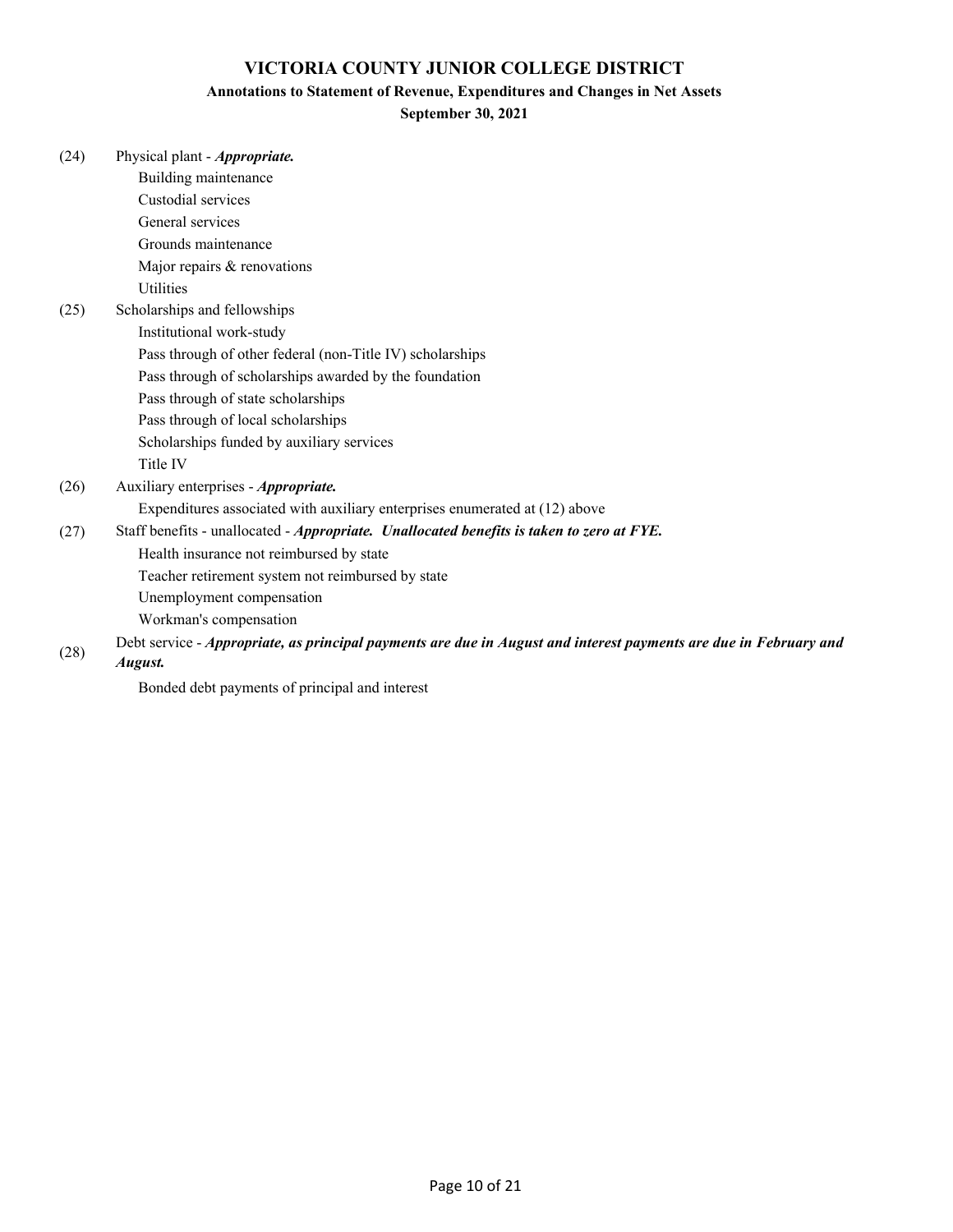# VICTORIA COUNTY JUNIOR COLLEGE DISTRICT

## Annotations to Statement of Revenue, Expenditures and Changes in Net Assets

### September 30, 2021

(24) Physical plant - ***Appropriate.***

- Building maintenance
- Custodial services
- General services
- Grounds maintenance
- Major repairs & renovations
- Utilities

(25) Scholarships and fellowships

- Institutional work-study
- Pass through of other federal (non-Title IV) scholarships
- Pass through of scholarships awarded by the foundation
- Pass through of state scholarships
- Pass through of local scholarships
- Scholarships funded by auxiliary services
- Title IV

(26) Auxiliary enterprises - ***Appropriate.***

- Expenditures associated with auxiliary enterprises enumerated at (12) above

(27) Staff benefits - unallocated - ***Appropriate. Unallocated benefits is taken to zero at FYE.***

- Health insurance not reimbursed by state
- Teacher retirement system not reimbursed by state
- Unemployment compensation
- Workman's compensation

(28) Debt service - ***Appropriate, as principal payments are due in August and interest payments are due in February and August.***

- Bonded debt payments of principal and interest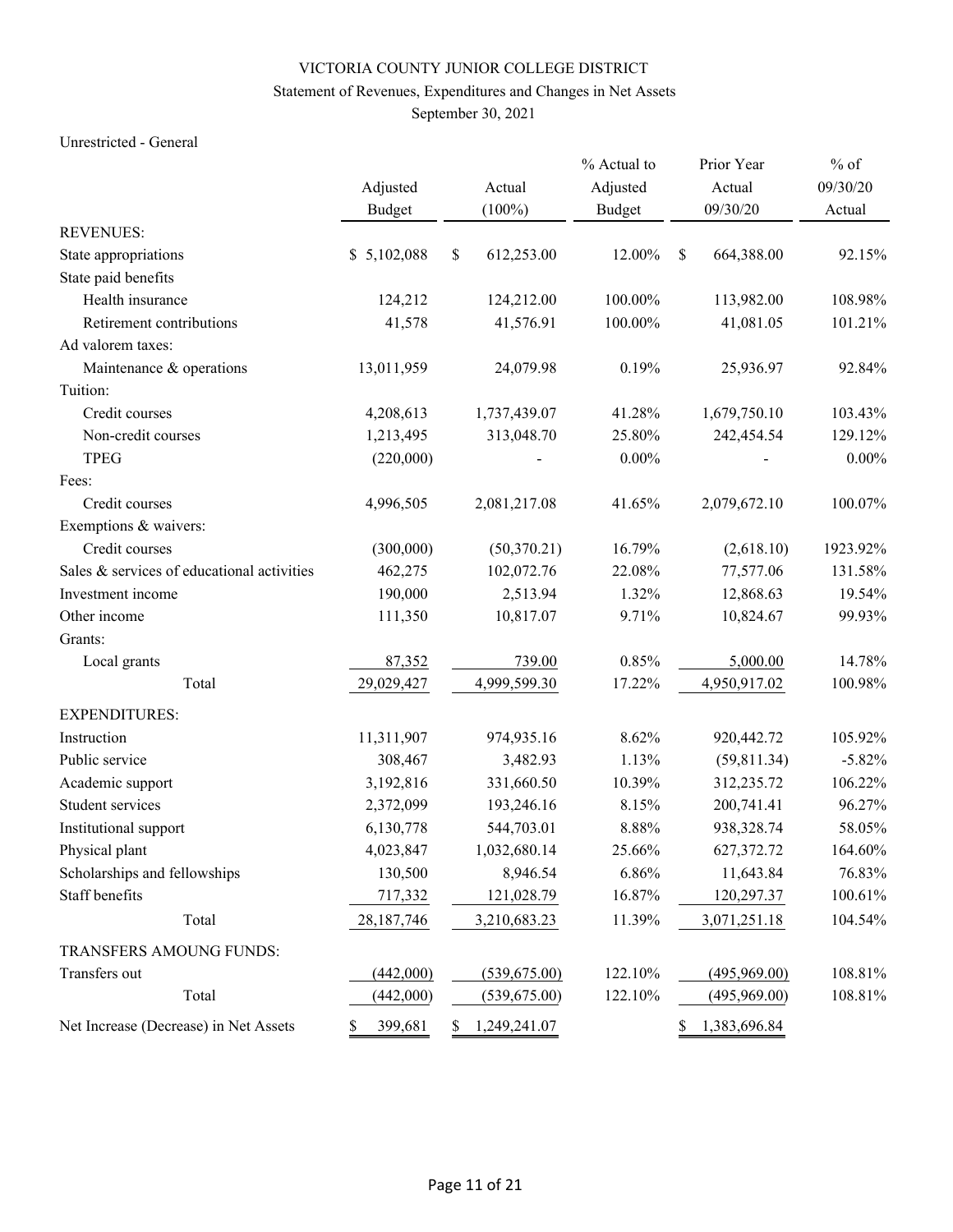VICTORIA COUNTY JUNIOR COLLEGE DISTRICT

Statement of Revenues, Expenditures and Changes in Net Assets

September 30, 2021

Unrestricted - General

| | Adjusted Budget | Actual (100%) | % Actual to Adjusted Budget | Prior Year Actual 09/30/20 | % of 09/30/20 Actual |
|---|---|---|---|---|---|
| REVENUES: | | | | | |
| State appropriations | $ 5,102,088 | $ 612,253.00 | 12.00% | $ 664,388.00 | 92.15% |
| State paid benefits | | | | | |
| Health insurance | 124,212 | 124,212.00 | 100.00% | 113,982.00 | 108.98% |
| Retirement contributions | 41,578 | 41,576.91 | 100.00% | 41,081.05 | 101.21% |
| Ad valorem taxes: | | | | | |
| Maintenance & operations | 13,011,959 | 24,079.98 | 0.19% | 25,936.97 | 92.84% |
| Tuition: | | | | | |
| Credit courses | 4,208,613 | 1,737,439.07 | 41.28% | 1,679,750.10 | 103.43% |
| Non-credit courses | 1,213,495 | 313,048.70 | 25.80% | 242,454.54 | 129.12% |
| TPEG | (220,000) | - | 0.00% | - | 0.00% |
| Fees: | | | | | |
| Credit courses | 4,996,505 | 2,081,217.08 | 41.65% | 2,079,672.10 | 100.07% |
| Exemptions & waivers: | | | | | |
| Credit courses | (300,000) | (50,370.21) | 16.79% | (2,618.10) | 1923.92% |
| Sales & services of educational activities | 462,275 | 102,072.76 | 22.08% | 77,577.06 | 131.58% |
| Investment income | 190,000 | 2,513.94 | 1.32% | 12,868.63 | 19.54% |
| Other income | 111,350 | 10,817.07 | 9.71% | 10,824.67 | 99.93% |
| Grants: | | | | | |
| Local grants | 87,352 | 739.00 | 0.85% | 5,000.00 | 14.78% |
| Total | 29,029,427 | 4,999,599.30 | 17.22% | 4,950,917.02 | 100.98% |
| EXPENDITURES: | | | | | |
| Instruction | 11,311,907 | 974,935.16 | 8.62% | 920,442.72 | 105.92% |
| Public service | 308,467 | 3,482.93 | 1.13% | (59,811.34) | -5.82% |
| Academic support | 3,192,816 | 331,660.50 | 10.39% | 312,235.72 | 106.22% |
| Student services | 2,372,099 | 193,246.16 | 8.15% | 200,741.41 | 96.27% |
| Institutional support | 6,130,778 | 544,703.01 | 8.88% | 938,328.74 | 58.05% |
| Physical plant | 4,023,847 | 1,032,680.14 | 25.66% | 627,372.72 | 164.60% |
| Scholarships and fellowships | 130,500 | 8,946.54 | 6.86% | 11,643.84 | 76.83% |
| Staff benefits | 717,332 | 121,028.79 | 16.87% | 120,297.37 | 100.61% |
| Total | 28,187,746 | 3,210,683.23 | 11.39% | 3,071,251.18 | 104.54% |
| TRANSFERS AMOUNG FUNDS: | | | | | |
| Transfers out | (442,000) | (539,675.00) | 122.10% | (495,969.00) | 108.81% |
| Total | (442,000) | (539,675.00) | 122.10% | (495,969.00) | 108.81% |
| Net Increase (Decrease) in Net Assets | $ 399,681 | $ 1,249,241.07 | | $ 1,383,696.84 | |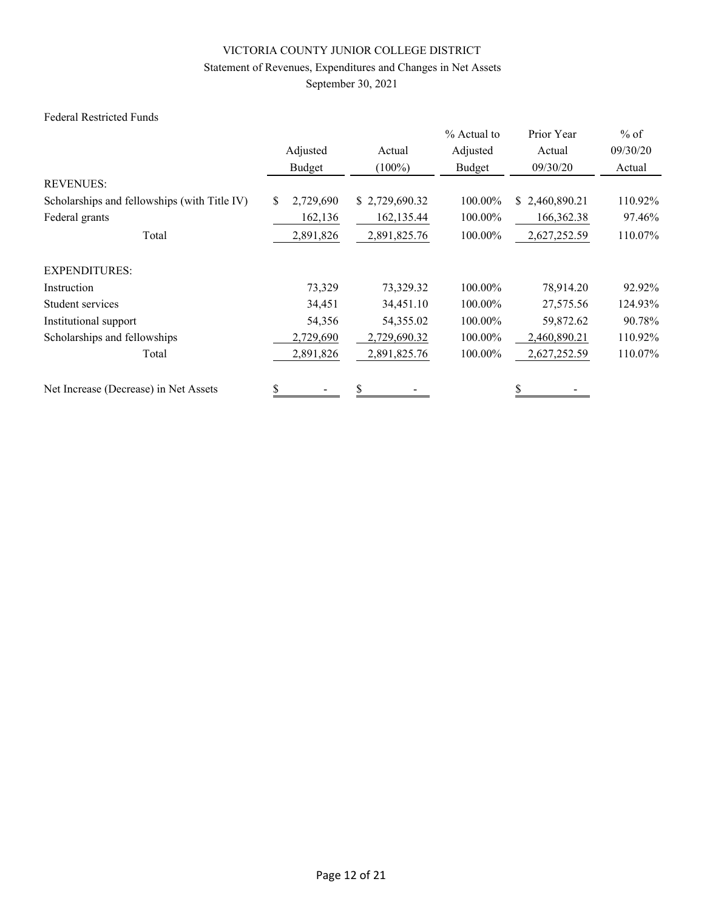# VICTORIA COUNTY JUNIOR COLLEGE DISTRICT

## Statement of Revenues, Expenditures and Changes in Net Assets

### September 30, 2021

Federal Restricted Funds

| | Adjusted Budget | Actual (100%) | % Actual to Adjusted Budget | Prior Year Actual 09/30/20 | % of 09/30/20 Actual |
|---|---|---|---|---|---|
| REVENUES: | | | | | |
| Scholarships and fellowships (with Title IV) | $ 2,729,690 | $ 2,729,690.32 | 100.00% | $ 2,460,890.21 | 110.92% |
| Federal grants | 162,136 | 162,135.44 | 100.00% | 166,362.38 | 97.46% |
| Total | 2,891,826 | 2,891,825.76 | 100.00% | 2,627,252.59 | 110.07% |
| EXPENDITURES: | | | | | |
| Instruction | 73,329 | 73,329.32 | 100.00% | 78,914.20 | 92.92% |
| Student services | 34,451 | 34,451.10 | 100.00% | 27,575.56 | 124.93% |
| Institutional support | 54,356 | 54,355.02 | 100.00% | 59,872.62 | 90.78% |
| Scholarships and fellowships | 2,729,690 | 2,729,690.32 | 100.00% | 2,460,890.21 | 110.92% |
| Total | 2,891,826 | 2,891,825.76 | 100.00% | 2,627,252.59 | 110.07% |
| Net Increase (Decrease) in Net Assets | $ - | $ - | | $ - | |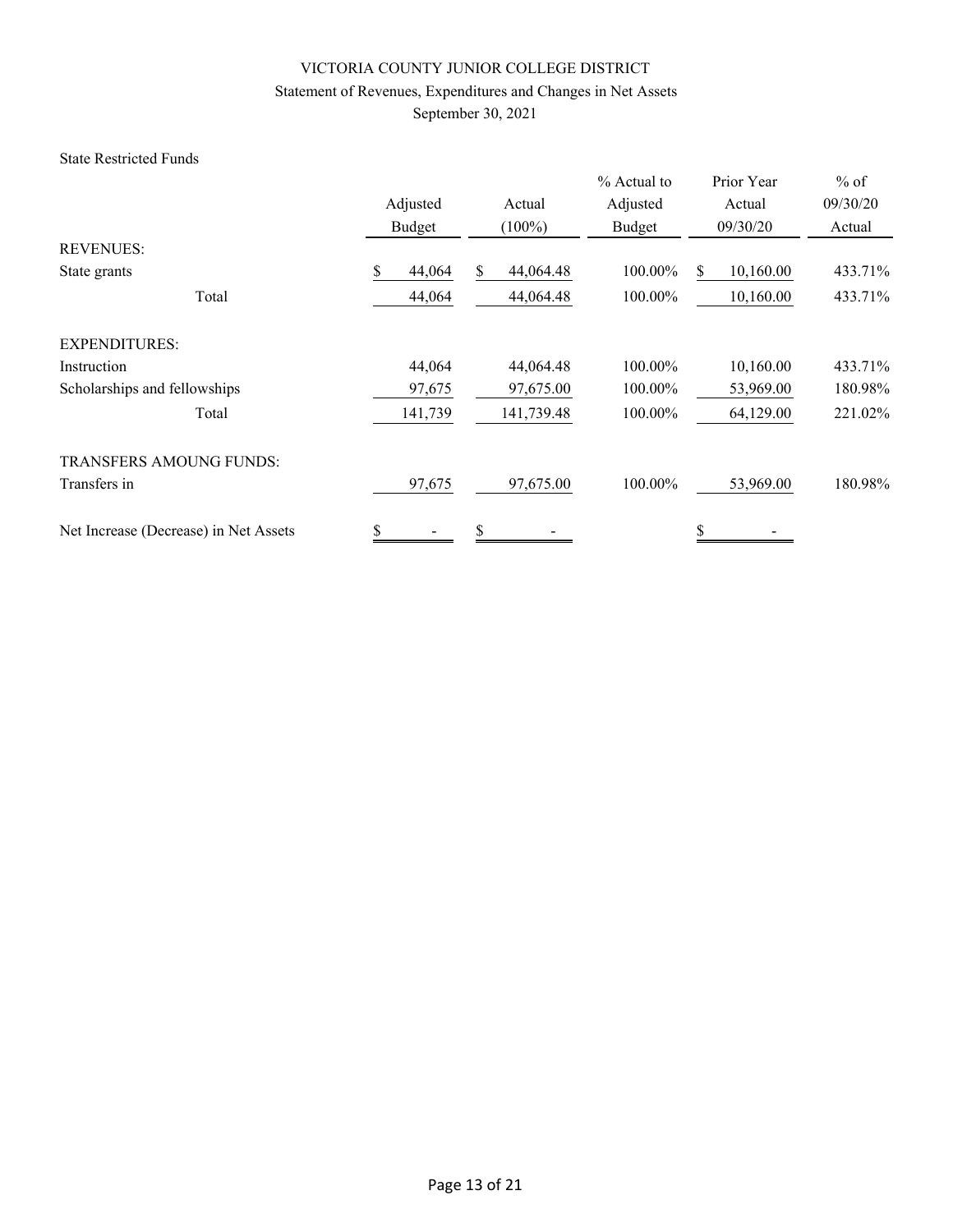# VICTORIA COUNTY JUNIOR COLLEGE DISTRICT

Statement of Revenues, Expenditures and Changes in Net Assets

September 30, 2021

State Restricted Funds

| | Adjusted Budget | Actual (100%) | % Actual to Adjusted Budget | Prior Year Actual 09/30/20 | % of 09/30/20 Actual |
|---|---|---|---|---|---|
| REVENUES: | | | | | |
| State grants | $ 44,064 | $ 44,064.48 | 100.00% | $ 10,160.00 | 433.71% |
| Total | 44,064 | 44,064.48 | 100.00% | 10,160.00 | 433.71% |
| EXPENDITURES: | | | | | |
| Instruction | 44,064 | 44,064.48 | 100.00% | 10,160.00 | 433.71% |
| Scholarships and fellowships | 97,675 | 97,675.00 | 100.00% | 53,969.00 | 180.98% |
| Total | 141,739 | 141,739.48 | 100.00% | 64,129.00 | 221.02% |
| TRANSFERS AMOUNG FUNDS: | | | | | |
| Transfers in | 97,675 | 97,675.00 | 100.00% | 53,969.00 | 180.98% |
| Net Increase (Decrease) in Net Assets | $ - | $ - | | $ - | |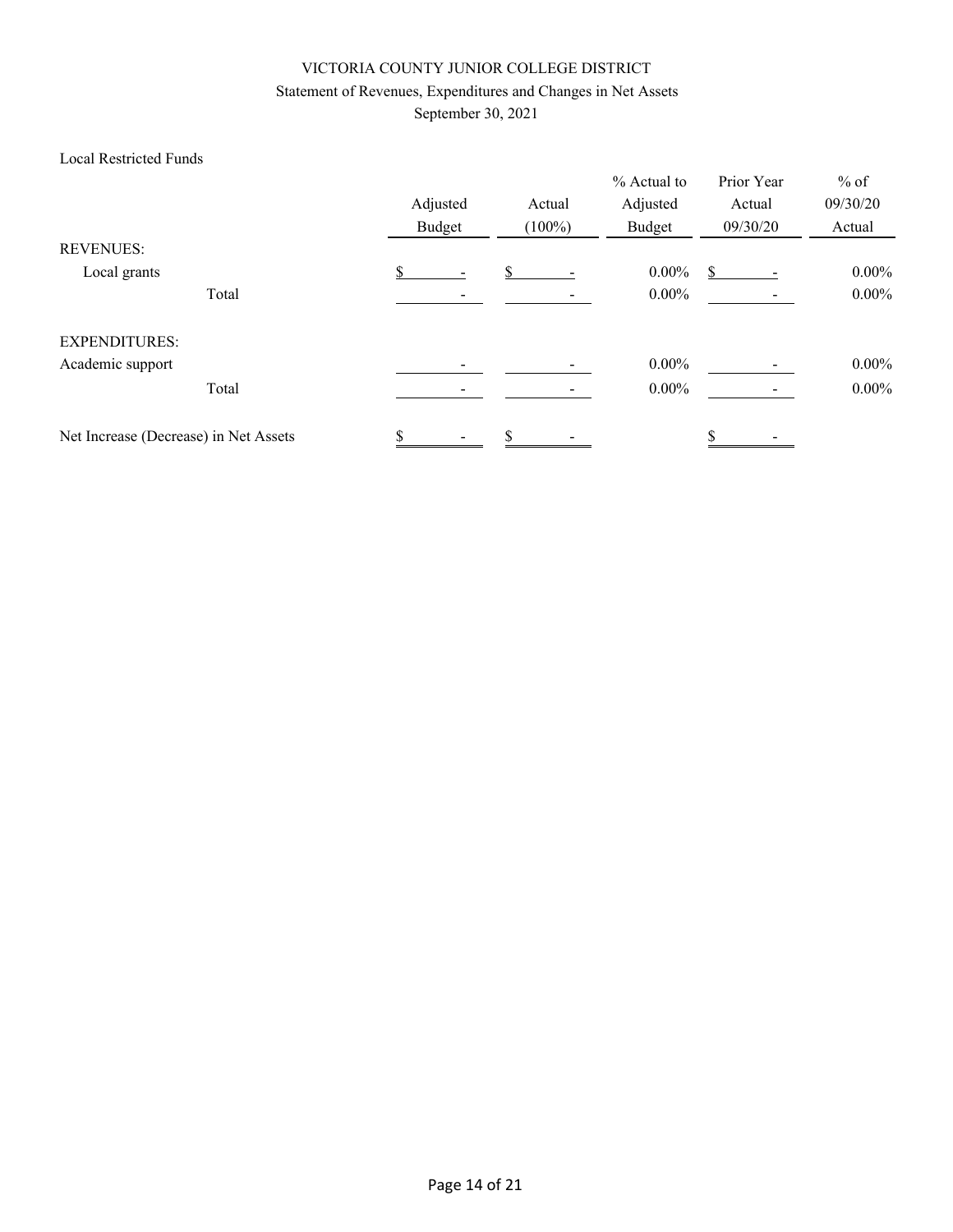VICTORIA COUNTY JUNIOR COLLEGE DISTRICT

Statement of Revenues, Expenditures and Changes in Net Assets

September 30, 2021

Local Restricted Funds

| | Adjusted Budget | Actual (100%) | % Actual to Adjusted Budget | Prior Year Actual 09/30/20 | % of 09/30/20 Actual |
|---|---|---|---|---|---|
| REVENUES: | | | | | |
| Local grants | $ - | $ - | 0.00% | $ - | 0.00% |
| Total | - | - | 0.00% | - | 0.00% |
| EXPENDITURES: | | | | | |
| Academic support | - | - | 0.00% | - | 0.00% |
| Total | - | - | 0.00% | - | 0.00% |
| Net Increase (Decrease) in Net Assets | $ - | $ - | | $ - | |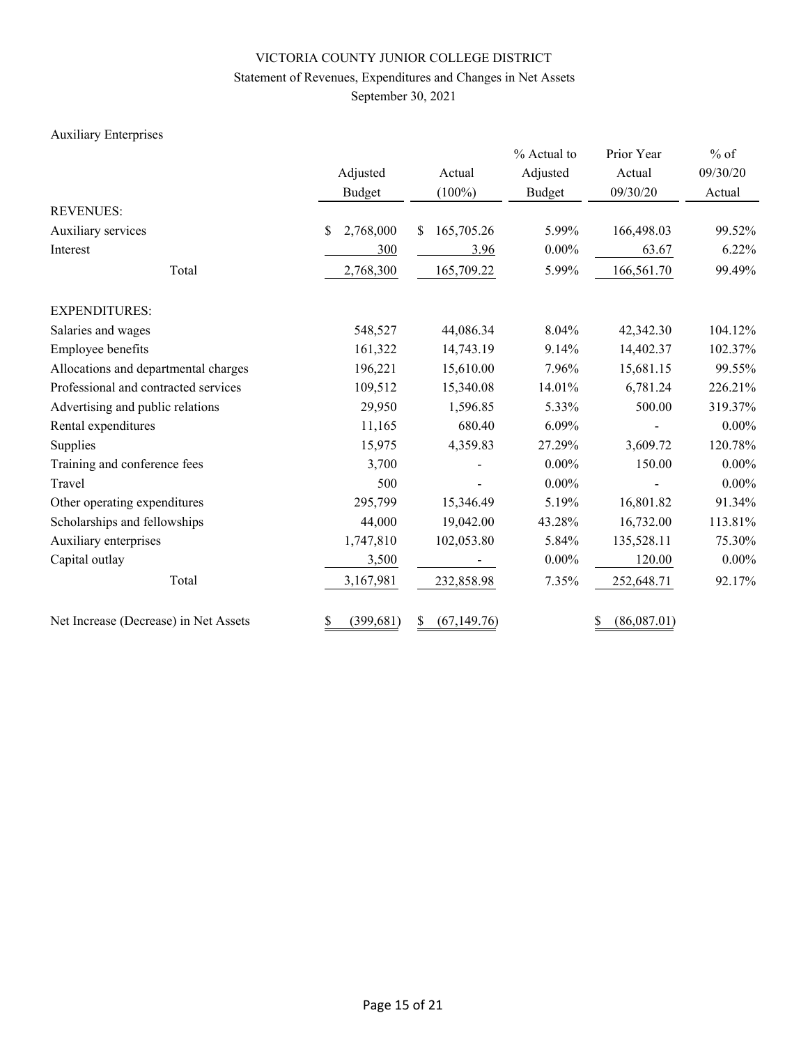# VICTORIA COUNTY JUNIOR COLLEGE DISTRICT

## Statement of Revenues, Expenditures and Changes in Net Assets

September 30, 2021

Auxiliary Enterprises

| | Adjusted Budget | Actual (100%) | % Actual to Adjusted Budget | Prior Year Actual 09/30/20 | % of 09/30/20 Actual |
|---|---|---|---|---|---|
| REVENUES: | | | | | |
| Auxiliary services | $ 2,768,000 | $ 165,705.26 | 5.99% | 166,498.03 | 99.52% |
| Interest | 300 | 3.96 | 0.00% | 63.67 | 6.22% |
| Total | 2,768,300 | 165,709.22 | 5.99% | 166,561.70 | 99.49% |
| EXPENDITURES: | | | | | |
| Salaries and wages | 548,527 | 44,086.34 | 8.04% | 42,342.30 | 104.12% |
| Employee benefits | 161,322 | 14,743.19 | 9.14% | 14,402.37 | 102.37% |
| Allocations and departmental charges | 196,221 | 15,610.00 | 7.96% | 15,681.15 | 99.55% |
| Professional and contracted services | 109,512 | 15,340.08 | 14.01% | 6,781.24 | 226.21% |
| Advertising and public relations | 29,950 | 1,596.85 | 5.33% | 500.00 | 319.37% |
| Rental expenditures | 11,165 | 680.40 | 6.09% | - | 0.00% |
| Supplies | 15,975 | 4,359.83 | 27.29% | 3,609.72 | 120.78% |
| Training and conference fees | 3,700 | - | 0.00% | 150.00 | 0.00% |
| Travel | 500 | - | 0.00% | - | 0.00% |
| Other operating expenditures | 295,799 | 15,346.49 | 5.19% | 16,801.82 | 91.34% |
| Scholarships and fellowships | 44,000 | 19,042.00 | 43.28% | 16,732.00 | 113.81% |
| Auxiliary enterprises | 1,747,810 | 102,053.80 | 5.84% | 135,528.11 | 75.30% |
| Capital outlay | 3,500 | - | 0.00% | 120.00 | 0.00% |
| Total | 3,167,981 | 232,858.98 | 7.35% | 252,648.71 | 92.17% |
| Net Increase (Decrease) in Net Assets | $ (399,681) | $ (67,149.76) | | $ (86,087.01) | |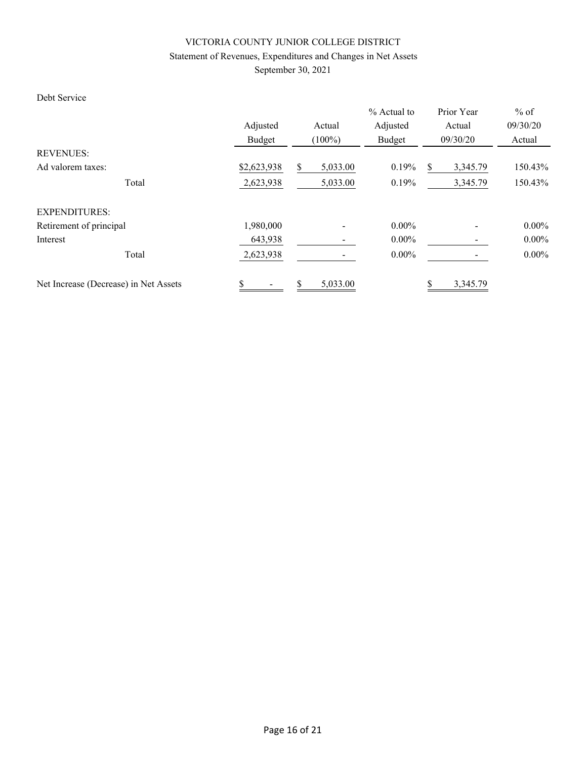# VICTORIA COUNTY JUNIOR COLLEGE DISTRICT

Statement of Revenues, Expenditures and Changes in Net Assets

September 30, 2021

Debt Service

| | Adjusted Budget | Actual (100%) | % Actual to Adjusted Budget | Prior Year Actual 09/30/20 | % of 09/30/20 Actual |
|---|---|---|---|---|---|
| REVENUES: | | | | | |
| Ad valorem taxes: | $2,623,938 | $ 5,033.00 | 0.19% | $ 3,345.79 | 150.43% |
| Total | 2,623,938 | 5,033.00 | 0.19% | 3,345.79 | 150.43% |
| EXPENDITURES: | | | | | |
| Retirement of principal | 1,980,000 | - | 0.00% | - | 0.00% |
| Interest | 643,938 | - | 0.00% | - | 0.00% |
| Total | 2,623,938 | - | 0.00% | - | 0.00% |
| Net Increase (Decrease) in Net Assets | $ - | $ 5,033.00 | | $ 3,345.79 | |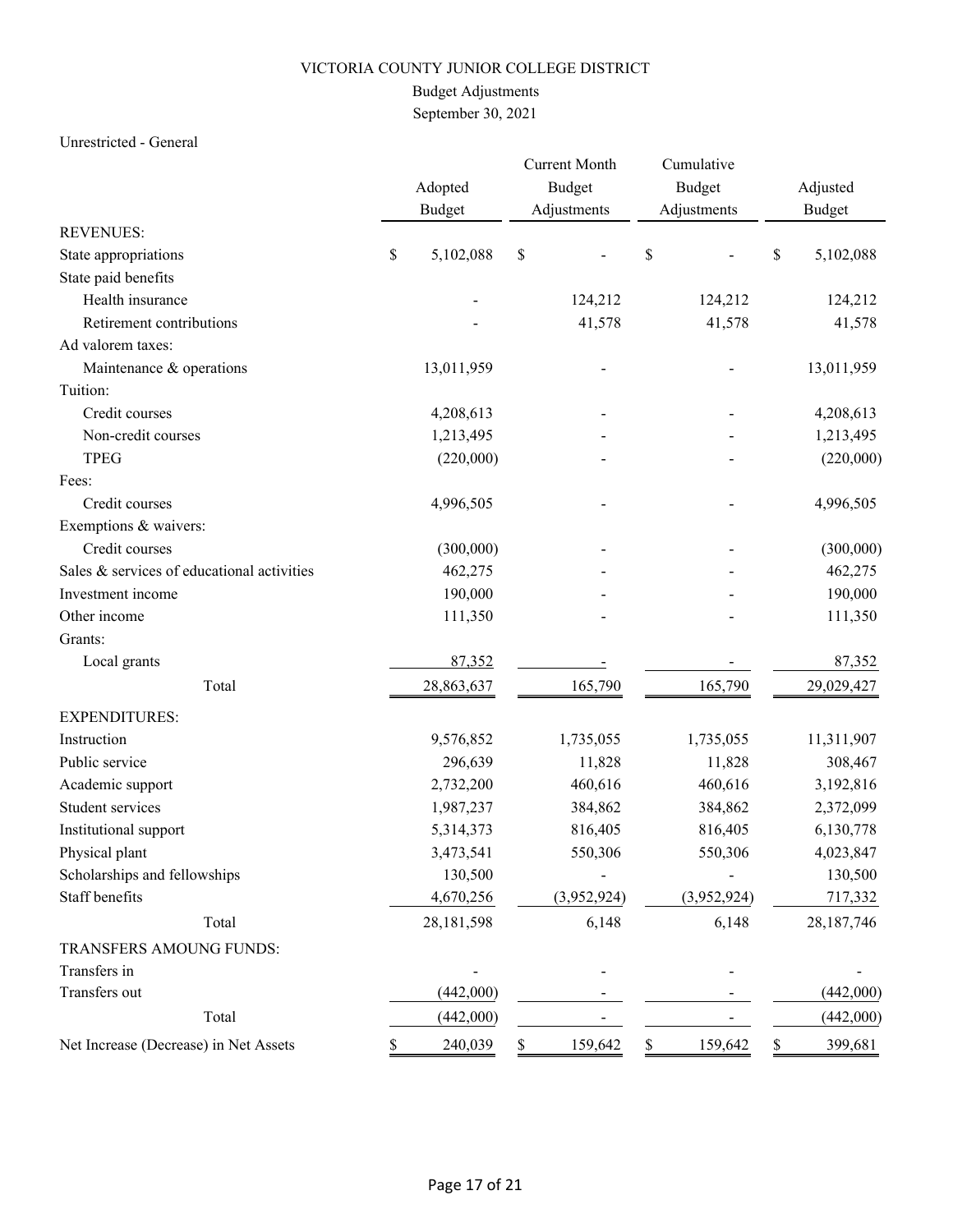# VICTORIA COUNTY JUNIOR COLLEGE DISTRICT

## Budget Adjustments

## September 30, 2021

Unrestricted - General

| | Adopted Budget | Current Month Budget Adjustments | Cumulative Budget Adjustments | Adjusted Budget |
|---|---|---|---|---|
| REVENUES: | | | | |
| State appropriations | $ 5,102,088 | $ - | $ - | $ 5,102,088 |
| State paid benefits | | | | |
| Health insurance | - | 124,212 | 124,212 | 124,212 |
| Retirement contributions | - | 41,578 | 41,578 | 41,578 |
| Ad valorem taxes: | | | | |
| Maintenance & operations | 13,011,959 | - | - | 13,011,959 |
| Tuition: | | | | |
| Credit courses | 4,208,613 | - | - | 4,208,613 |
| Non-credit courses | 1,213,495 | - | - | 1,213,495 |
| TPEG | (220,000) | - | - | (220,000) |
| Fees: | | | | |
| Credit courses | 4,996,505 | - | - | 4,996,505 |
| Exemptions & waivers: | | | | |
| Credit courses | (300,000) | - | - | (300,000) |
| Sales & services of educational activities | 462,275 | - | - | 462,275 |
| Investment income | 190,000 | - | - | 190,000 |
| Other income | 111,350 | - | - | 111,350 |
| Grants: | | | | |
| Local grants | 87,352 | - | - | 87,352 |
| Total | 28,863,637 | 165,790 | 165,790 | 29,029,427 |
| EXPENDITURES: | | | | |
| Instruction | 9,576,852 | 1,735,055 | 1,735,055 | 11,311,907 |
| Public service | 296,639 | 11,828 | 11,828 | 308,467 |
| Academic support | 2,732,200 | 460,616 | 460,616 | 3,192,816 |
| Student services | 1,987,237 | 384,862 | 384,862 | 2,372,099 |
| Institutional support | 5,314,373 | 816,405 | 816,405 | 6,130,778 |
| Physical plant | 3,473,541 | 550,306 | 550,306 | 4,023,847 |
| Scholarships and fellowships | 130,500 | - | - | 130,500 |
| Staff benefits | 4,670,256 | (3,952,924) | (3,952,924) | 717,332 |
| Total | 28,181,598 | 6,148 | 6,148 | 28,187,746 |
| TRANSFERS AMOUNG FUNDS: | | | | |
| Transfers in | - | - | - | - |
| Transfers out | (442,000) | - | - | (442,000) |
| Total | (442,000) | - | - | (442,000) |
| Net Increase (Decrease) in Net Assets | $ 240,039 | $ 159,642 | $ 159,642 | $ 399,681 |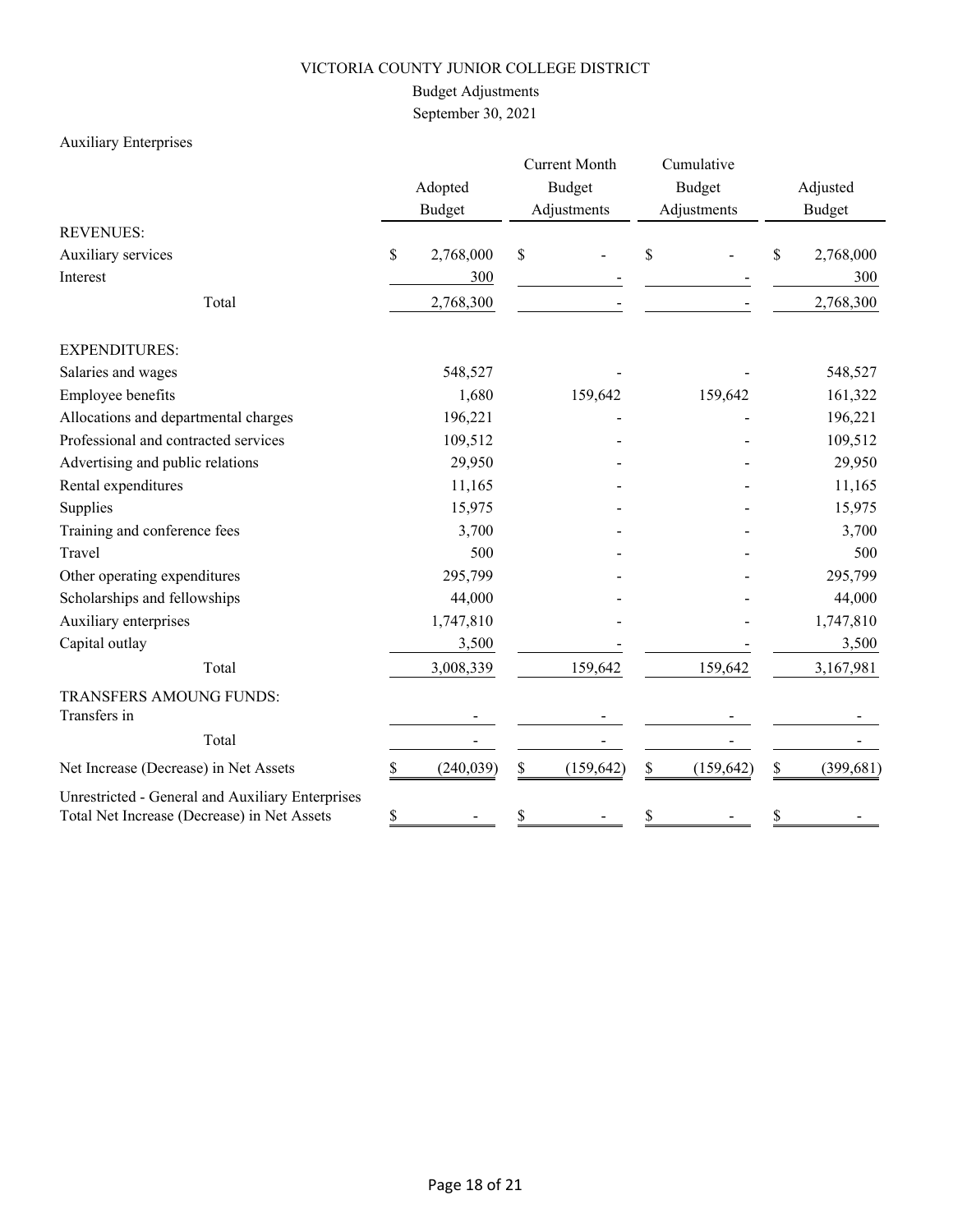# VICTORIA COUNTY JUNIOR COLLEGE DISTRICT

## Budget Adjustments

## September 30, 2021

Auxiliary Enterprises

| | Adopted Budget | Current Month Budget Adjustments | Cumulative Budget Adjustments | Adjusted Budget |
|---|---|---|---|---|
| REVENUES: | | | | |
| Auxiliary services | $ 2,768,000 | $ - | $ - | $ 2,768,000 |
| Interest | 300 | - | - | 300 |
| Total | 2,768,300 | - | - | 2,768,300 |
| EXPENDITURES: | | | | |
| Salaries and wages | 548,527 | - | - | 548,527 |
| Employee benefits | 1,680 | 159,642 | 159,642 | 161,322 |
| Allocations and departmental charges | 196,221 | - | - | 196,221 |
| Professional and contracted services | 109,512 | - | - | 109,512 |
| Advertising and public relations | 29,950 | - | - | 29,950 |
| Rental expenditures | 11,165 | - | - | 11,165 |
| Supplies | 15,975 | - | - | 15,975 |
| Training and conference fees | 3,700 | - | - | 3,700 |
| Travel | 500 | - | - | 500 |
| Other operating expenditures | 295,799 | - | - | 295,799 |
| Scholarships and fellowships | 44,000 | - | - | 44,000 |
| Auxiliary enterprises | 1,747,810 | - | - | 1,747,810 |
| Capital outlay | 3,500 | - | - | 3,500 |
| Total | 3,008,339 | 159,642 | 159,642 | 3,167,981 |
| TRANSFERS AMOUNG FUNDS: | | | | |
| Transfers in | - | - | - | - |
| Total | - | - | - | - |
| Net Increase (Decrease) in Net Assets | $ (240,039) | $ (159,642) | $ (159,642) | $ (399,681) |
| Unrestricted - General and Auxiliary Enterprises Total Net Increase (Decrease) in Net Assets | $ - | $ - | $ - | $ - |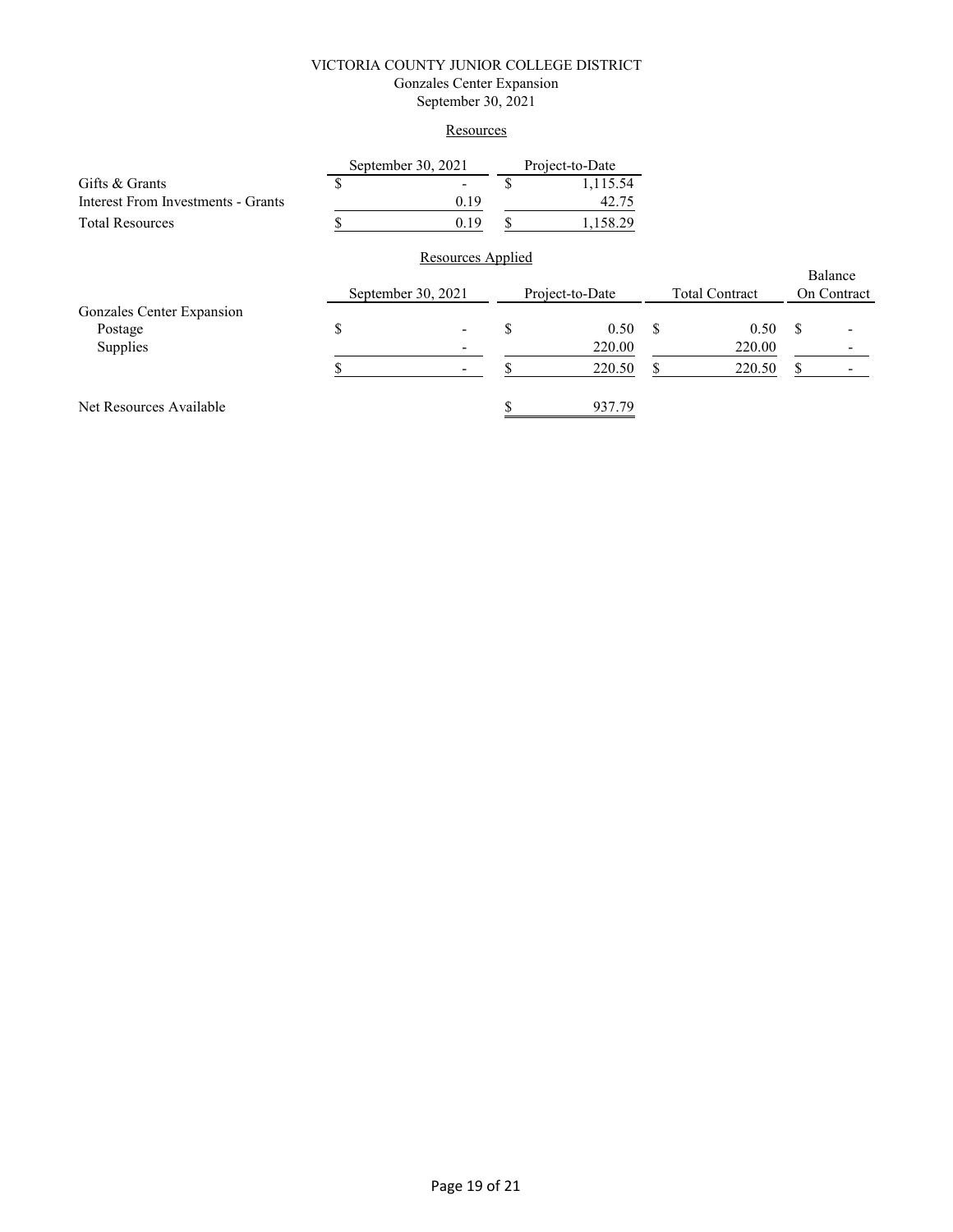VICTORIA COUNTY JUNIOR COLLEGE DISTRICT
Gonzales Center Expansion
September 30, 2021

Resources

| | September 30, 2021 | Project-to-Date |
|---|---|---|
| Gifts & Grants | $ - | $ 1,115.54 |
| Interest From Investments - Grants | 0.19 | 42.75 |
| Total Resources | $ 0.19 | $ 1,158.29 |

Resources Applied

| | September 30, 2021 | Project-to-Date | Total Contract | Balance On Contract |
|---|---|---|---|---|
| Gonzales Center Expansion | | | | |
| Postage | $ - | $ 0.50 | $ 0.50 | $ - |
| Supplies | - | 220.00 | 220.00 | - |
| | $ - | $ 220.50 | $ 220.50 | $ - |
| Net Resources Available | | $ 937.79 | | |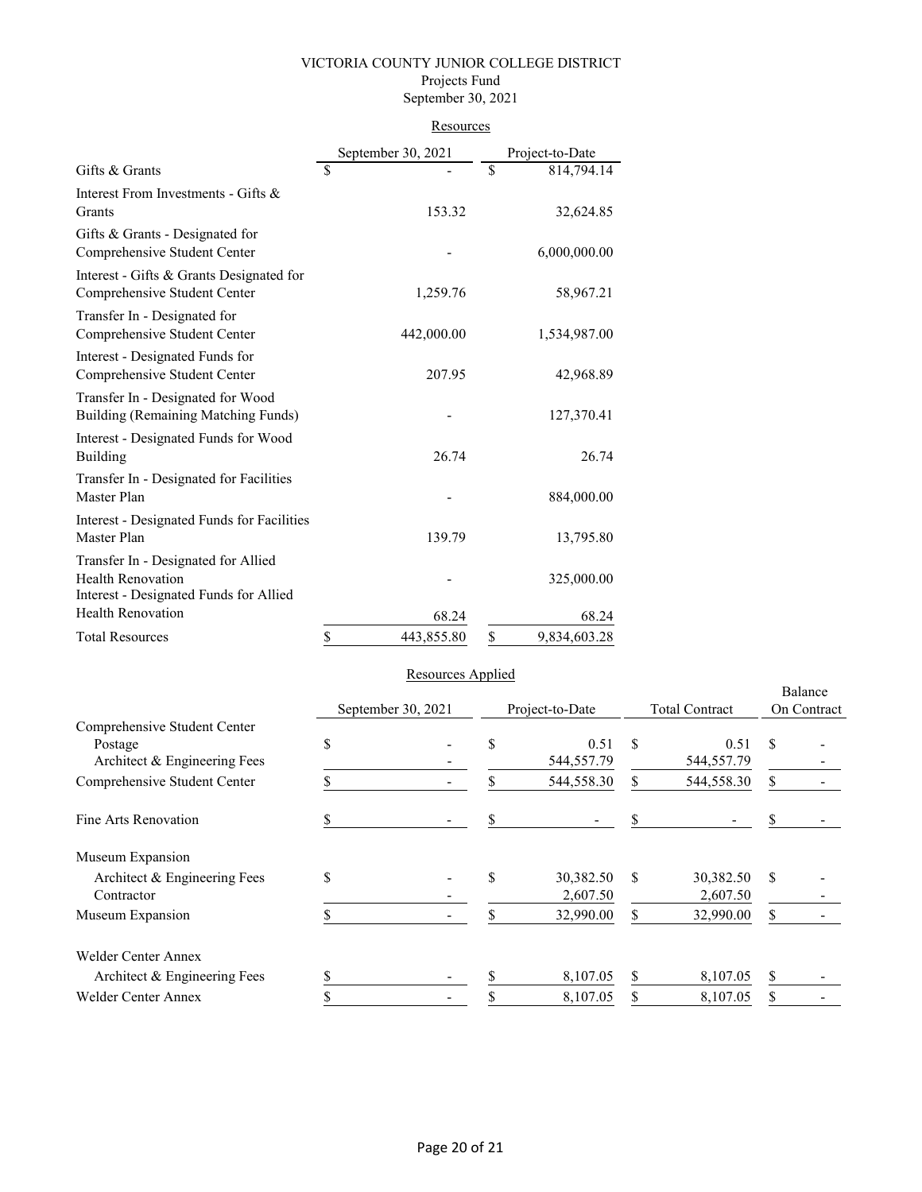# VICTORIA COUNTY JUNIOR COLLEGE DISTRICT

## Projects Fund

## September 30, 2021

### Resources

| | September 30, 2021 | Project-to-Date |
|---|---|---|
| Gifts & Grants | $ - | $ 814,794.14 |
| Interest From Investments - Gifts & Grants | 153.32 | 32,624.85 |
| Gifts & Grants - Designated for Comprehensive Student Center | - | 6,000,000.00 |
| Interest - Gifts & Grants Designated for Comprehensive Student Center | 1,259.76 | 58,967.21 |
| Transfer In - Designated for Comprehensive Student Center | 442,000.00 | 1,534,987.00 |
| Interest - Designated Funds for Comprehensive Student Center | 207.95 | 42,968.89 |
| Transfer In - Designated for Wood Building (Remaining Matching Funds) | - | 127,370.41 |
| Interest - Designated Funds for Wood Building | 26.74 | 26.74 |
| Transfer In - Designated for Facilities Master Plan | - | 884,000.00 |
| Interest - Designated Funds for Facilities Master Plan | 139.79 | 13,795.80 |
| Transfer In - Designated for Allied Health Renovation | - | 325,000.00 |
| Interest - Designated Funds for Allied Health Renovation | 68.24 | 68.24 |
| Total Resources | $ 443,855.80 | $ 9,834,603.28 |

### Resources Applied

| | September 30, 2021 | Project-to-Date | Total Contract | Balance On Contract |
|---|---|---|---|---|
| Comprehensive Student Center | | | | |
| Postage | $ - | $ 0.51 | $ 0.51 | $ - |
| Architect & Engineering Fees | - | 544,557.79 | 544,557.79 | - |
| Comprehensive Student Center | $ - | $ 544,558.30 | $ 544,558.30 | $ - |
| Fine Arts Renovation | $ - | $ - | $ - | $ - |
| Museum Expansion | | | | |
| Architect & Engineering Fees | $ - | $ 30,382.50 | $ 30,382.50 | $ - |
| Contractor | - | 2,607.50 | 2,607.50 | - |
| Museum Expansion | $ - | $ 32,990.00 | $ 32,990.00 | $ - |
| Welder Center Annex | | | | |
| Architect & Engineering Fees | $ - | $ 8,107.05 | $ 8,107.05 | $ - |
| Welder Center Annex | $ - | $ 8,107.05 | $ 8,107.05 | $ - |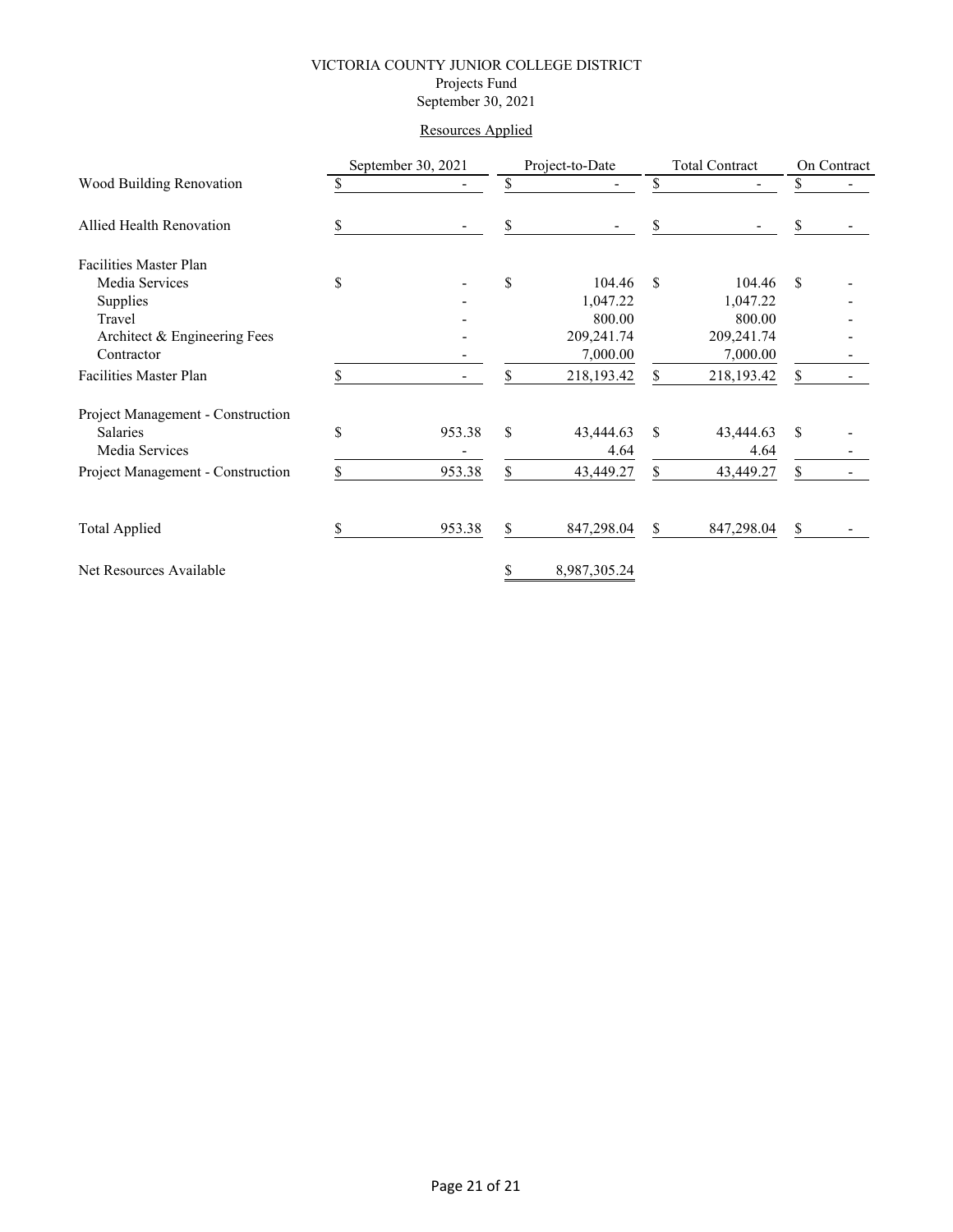VICTORIA COUNTY JUNIOR COLLEGE DISTRICT
Projects Fund
September 30, 2021

Resources Applied

| | September 30, 2021 | Project-to-Date | Total Contract | On Contract |
|---|---|---|---|---|
| Wood Building Renovation | $ - | $ - | $ - | $ - |
| Allied Health Renovation | $ - | $ - | $ - | $ - |
| Facilities Master Plan | | | | |
| Media Services | $ - | $ 104.46 | $ 104.46 | $ - |
| Supplies | - | 1,047.22 | 1,047.22 | - |
| Travel | - | 800.00 | 800.00 | - |
| Architect & Engineering Fees | - | 209,241.74 | 209,241.74 | - |
| Contractor | - | 7,000.00 | 7,000.00 | - |
| Facilities Master Plan | $ - | $ 218,193.42 | $ 218,193.42 | $ - |
| Project Management - Construction | | | | |
| Salaries | $ 953.38 | $ 43,444.63 | $ 43,444.63 | $ - |
| Media Services | - | 4.64 | 4.64 | - |
| Project Management - Construction | $ 953.38 | $ 43,449.27 | $ 43,449.27 | $ - |
| Total Applied | $ 953.38 | $ 847,298.04 | $ 847,298.04 | $ - |
| Net Resources Available | | $ 8,987,305.24 | | |